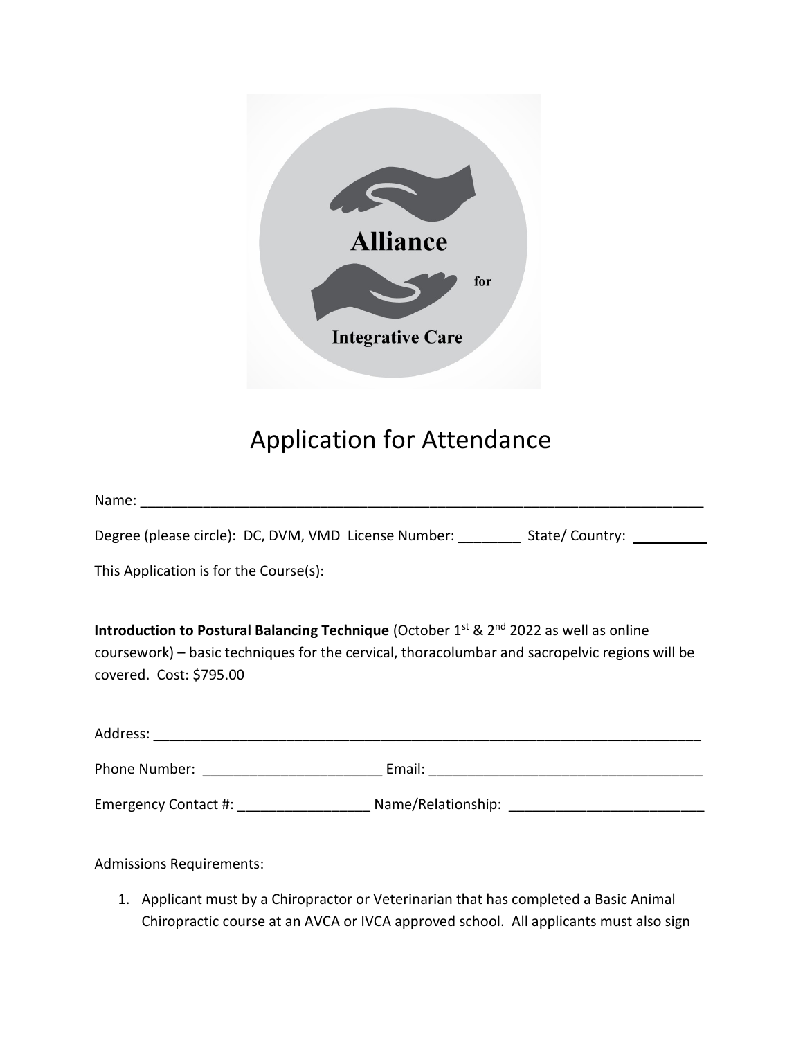Alliance for Integrative Care

# Application for Attendance

Name: ___________________________________________________________________________

Degree (please circle): DC, DVM, VMD License Number: ________ State/ Country: __________

This Application is for the Course(s):

**Introduction to Postural Balancing Technique** (October 1st & 2nd 2022 as well as online coursework) – basic techniques for the cervical, thoracolumbar and sacropelvic regions will be covered. Cost: $795.00

Address: _________________________________________________________________________

Phone Number: _______________________ Email: ___________________________________

Emergency Contact #: _________________ Name/Relationship: _________________________

Admissions Requirements:

1. Applicant must by a Chiropractor or Veterinarian that has completed a Basic Animal Chiropractic course at an AVCA or IVCA approved school. All applicants must also sign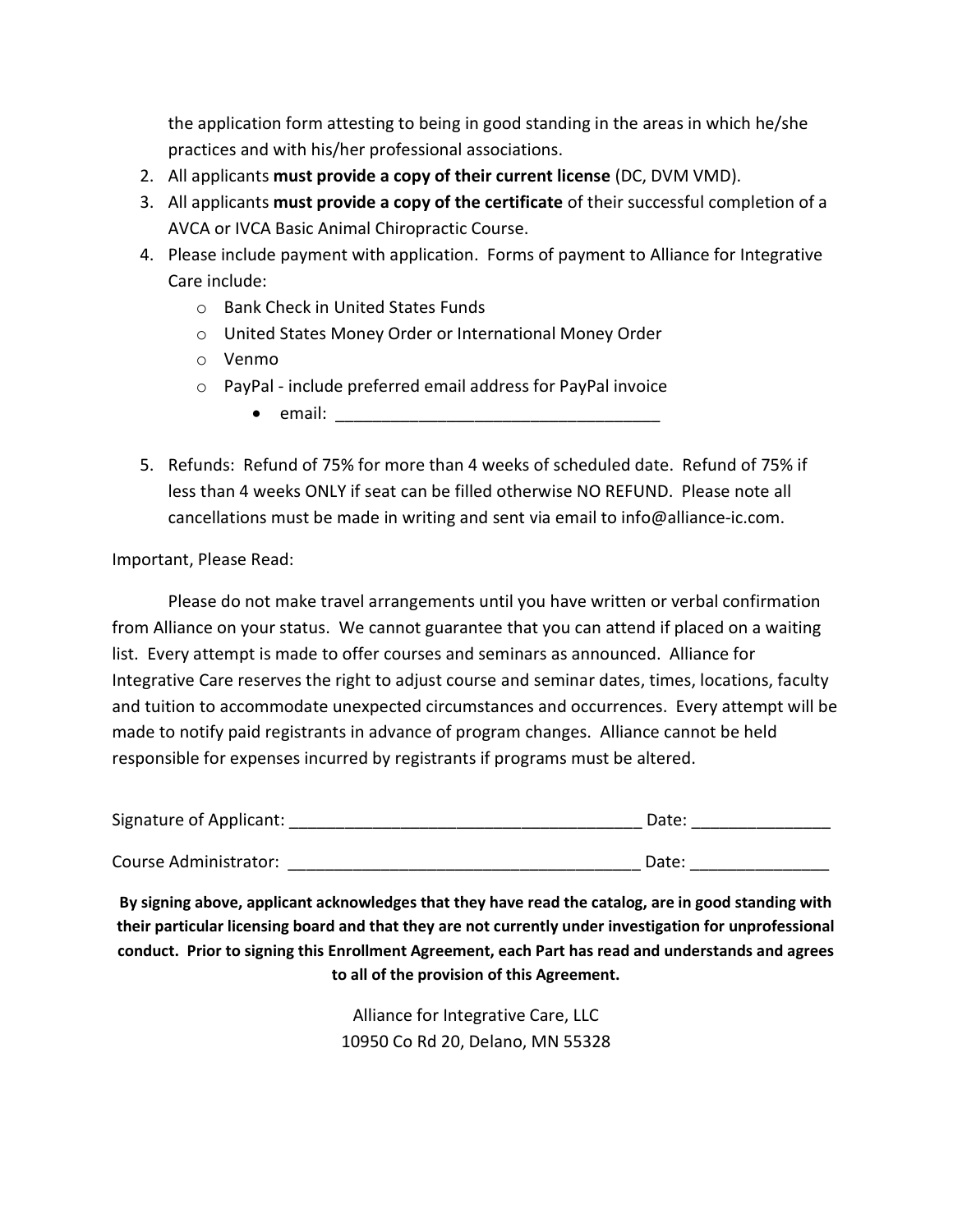the application form attesting to being in good standing in the areas in which he/she practices and with his/her professional associations.

2. All applicants **must provide a copy of their current license** (DC, DVM VMD).
3. All applicants **must provide a copy of the certificate** of their successful completion of a AVCA or IVCA Basic Animal Chiropractic Course.
4. Please include payment with application. Forms of payment to Alliance for Integrative Care include:
   - Bank Check in United States Funds
   - United States Money Order or International Money Order
   - Venmo
   - PayPal - include preferred email address for PayPal invoice
     - email: ___________________________________
5. Refunds: Refund of 75% for more than 4 weeks of scheduled date. Refund of 75% if less than 4 weeks ONLY if seat can be filled otherwise NO REFUND. Please note all cancellations must be made in writing and sent via email to info@alliance-ic.com.

Important, Please Read:

Please do not make travel arrangements until you have written or verbal confirmation from Alliance on your status. We cannot guarantee that you can attend if placed on a waiting list. Every attempt is made to offer courses and seminars as announced. Alliance for Integrative Care reserves the right to adjust course and seminar dates, times, locations, faculty and tuition to accommodate unexpected circumstances and occurrences. Every attempt will be made to notify paid registrants in advance of program changes. Alliance cannot be held responsible for expenses incurred by registrants if programs must be altered.

Signature of Applicant: _____________________________________ Date: _______________

Course Administrator: ______________________________________ Date: _______________

**By signing above, applicant acknowledges that they have read the catalog, are in good standing with their particular licensing board and that they are not currently under investigation for unprofessional conduct. Prior to signing this Enrollment Agreement, each Part has read and understands and agrees to all of the provision of this Agreement.**

Alliance for Integrative Care, LLC
10950 Co Rd 20, Delano, MN 55328